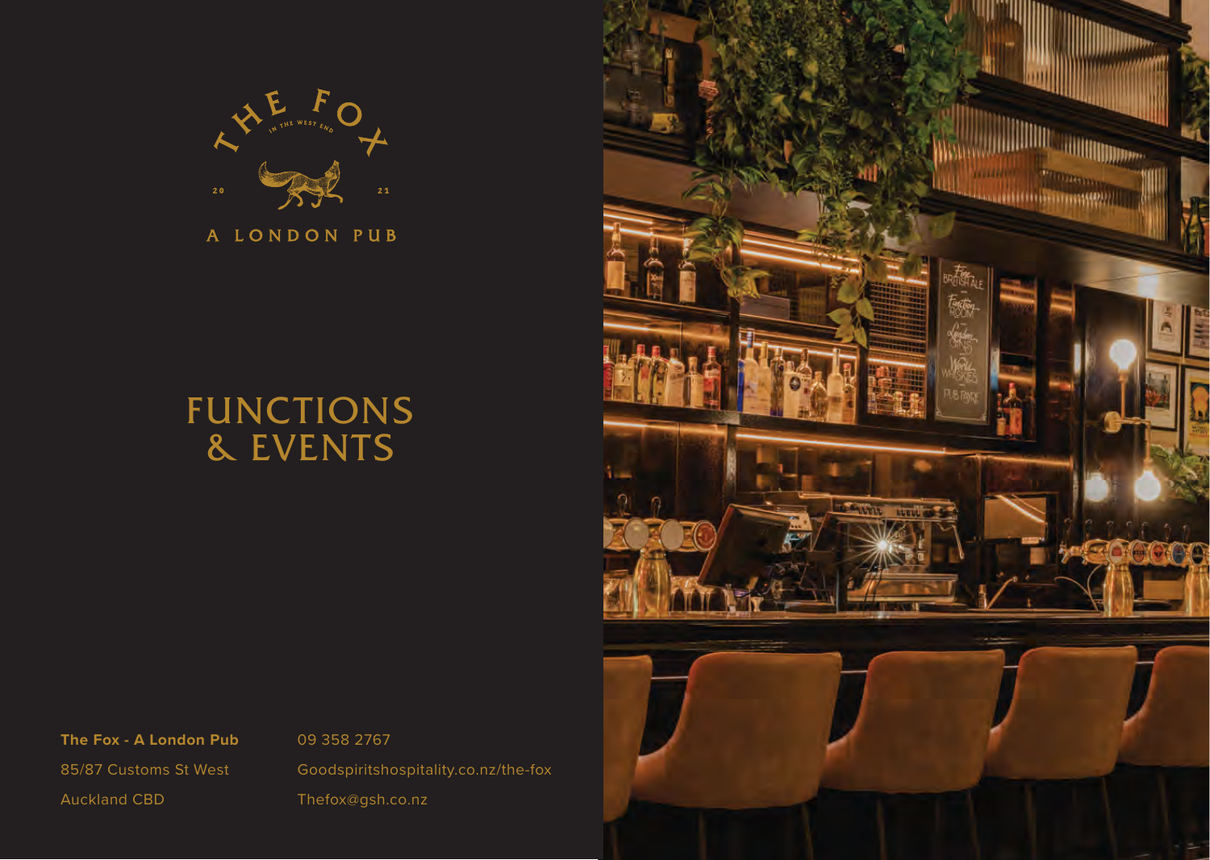THE FOX

IN THE WEST END

20 21

A LONDON PUB

# FUNCTIONS & EVENTS

**The Fox - A London Pub**

85/87 Customs St West

Auckland CBD

09 358 2767

Goodspiritshospitality.co.nz/the-fox

Thefox@gsh.co.nz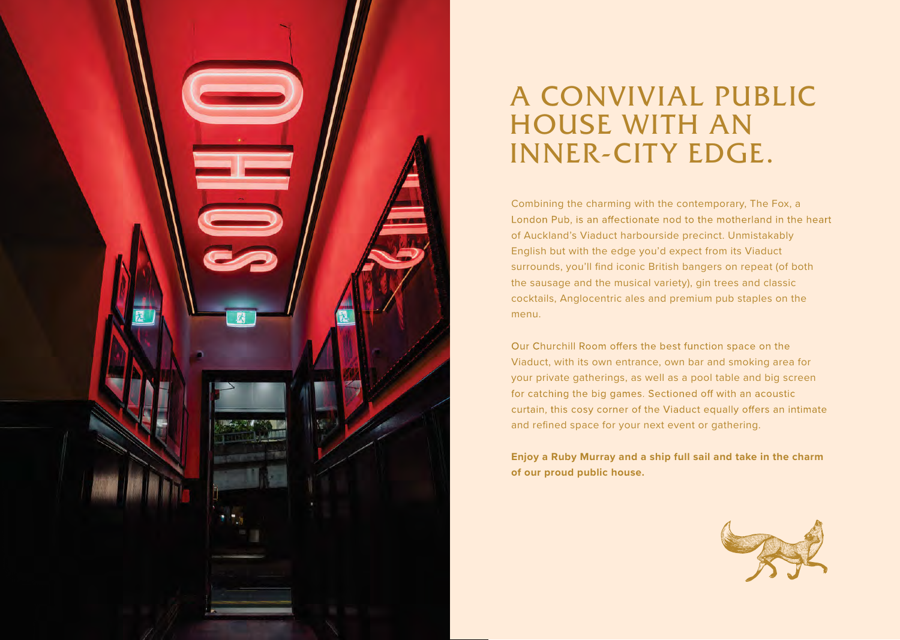# A CONVIVIAL PUBLIC HOUSE WITH AN INNER-CITY EDGE.

Combining the charming with the contemporary, The Fox, a London Pub, is an affectionate nod to the motherland in the heart of Auckland's Viaduct harbourside precinct. Unmistakably English but with the edge you'd expect from its Viaduct surrounds, you'll find iconic British bangers on repeat (of both the sausage and the musical variety), gin trees and classic cocktails, Anglocentric ales and premium pub staples on the menu.

Our Churchill Room offers the best function space on the Viaduct, with its own entrance, own bar and smoking area for your private gatherings, as well as a pool table and big screen for catching the big games. Sectioned off with an acoustic curtain, this cosy corner of the Viaduct equally offers an intimate and refined space for your next event or gathering.

**Enjoy a Ruby Murray and a ship full sail and take in the charm of our proud public house.**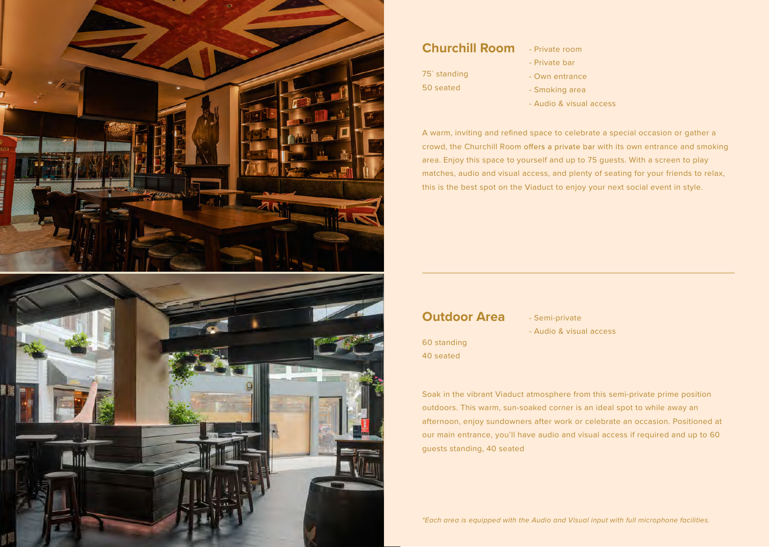## Churchill Room

75` standing
50 seated

- Private room
- Private bar
- Own entrance
- Smoking area
- Audio & visual access

A warm, inviting and refined space to celebrate a special occasion or gather a crowd, the Churchill Room offers a private bar with its own entrance and smoking area. Enjoy this space to yourself and up to 75 guests. With a screen to play matches, audio and visual access, and plenty of seating for your friends to relax, this is the best spot on the Viaduct to enjoy your next social event in style.

---

## Outdoor Area

60 standing
40 seated

- Semi-private
- Audio & visual access

Soak in the vibrant Viaduct atmosphere from this semi-private prime position outdoors. This warm, sun-soaked corner is an ideal spot to while away an afternoon, enjoy sundowners after work or celebrate an occasion. Positioned at our main entrance, you'll have audio and visual access if required and up to 60 guests standing, 40 seated

*\*Each area is equipped with the Audio and Visual input with full microphone facilities.*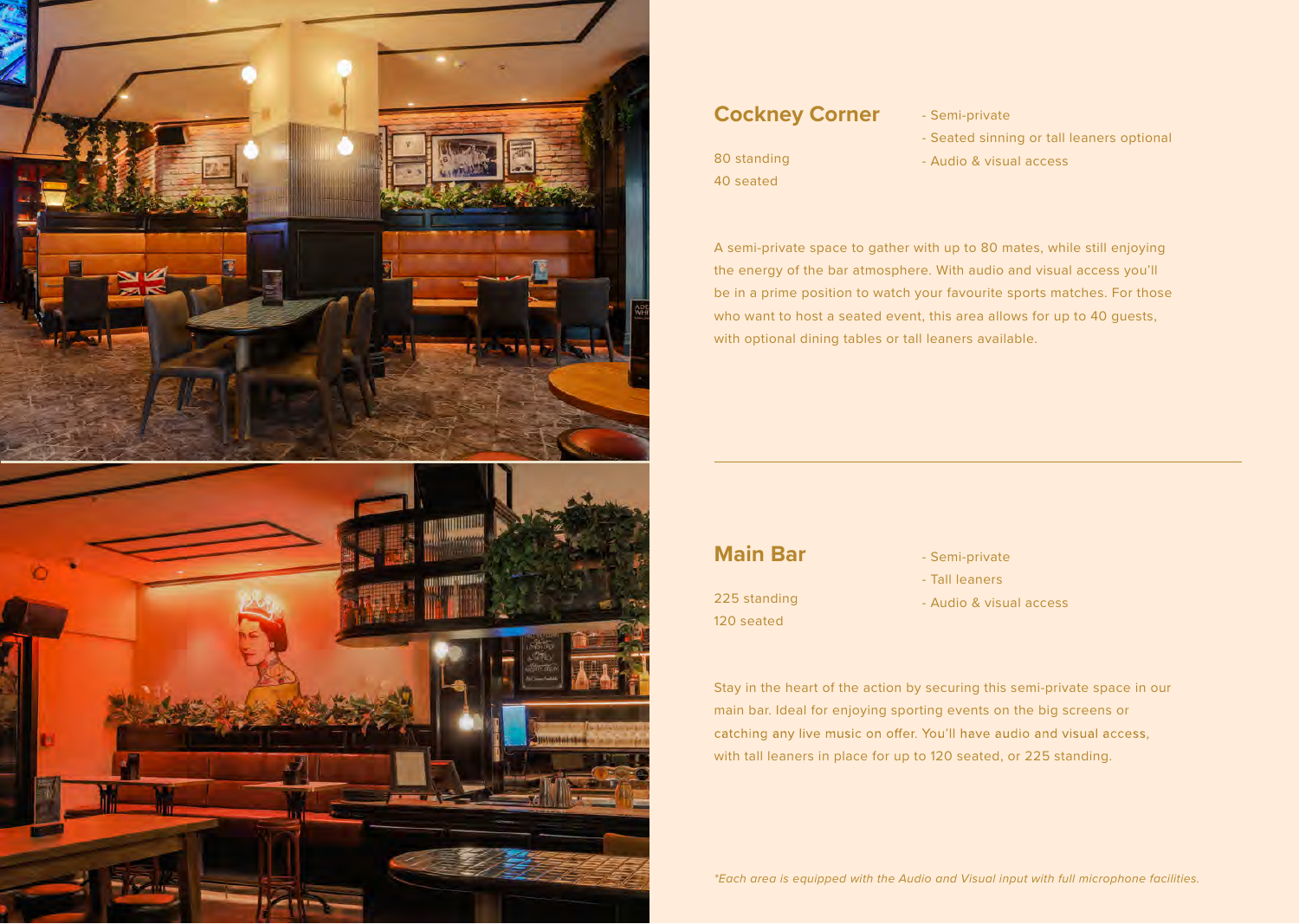## Cockney Corner

80 standing
40 seated

- Semi-private
- Seated sinning or tall leaners optional
- Audio & visual access

A semi-private space to gather with up to 80 mates, while still enjoying the energy of the bar atmosphere. With audio and visual access you'll be in a prime position to watch your favourite sports matches. For those who want to host a seated event, this area allows for up to 40 guests, with optional dining tables or tall leaners available.

---

## Main Bar

225 standing
120 seated

- Semi-private
- Tall leaners
- Audio & visual access

Stay in the heart of the action by securing this semi-private space in our main bar. Ideal for enjoying sporting events on the big screens or catching any live music on offer. You'll have audio and visual access, with tall leaners in place for up to 120 seated, or 225 standing.

*\*Each area is equipped with the Audio and Visual input with full microphone facilities.*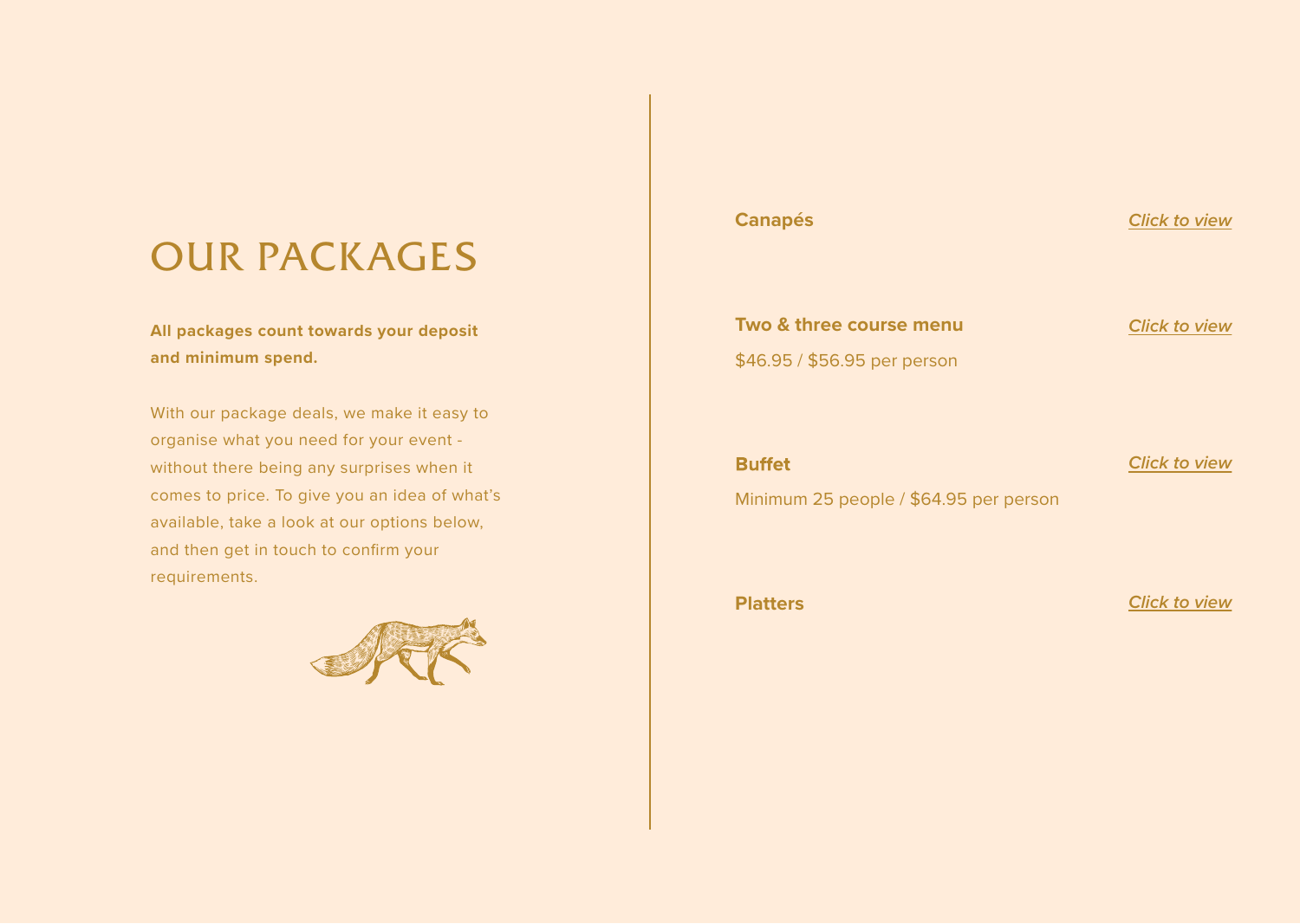# OUR PACKAGES

**All packages count towards your deposit and minimum spend.**

With our package deals, we make it easy to organise what you need for your event - without there being any surprises when it comes to price. To give you an idea of what's available, take a look at our options below, and then get in touch to confirm your requirements.

**Canapés** — *Click to view*

**Two & three course menu** — *Click to view*

$46.95 / $56.95 per person

**Buffet** — *Click to view*

Minimum 25 people / $64.95 per person

**Platters** — *Click to view*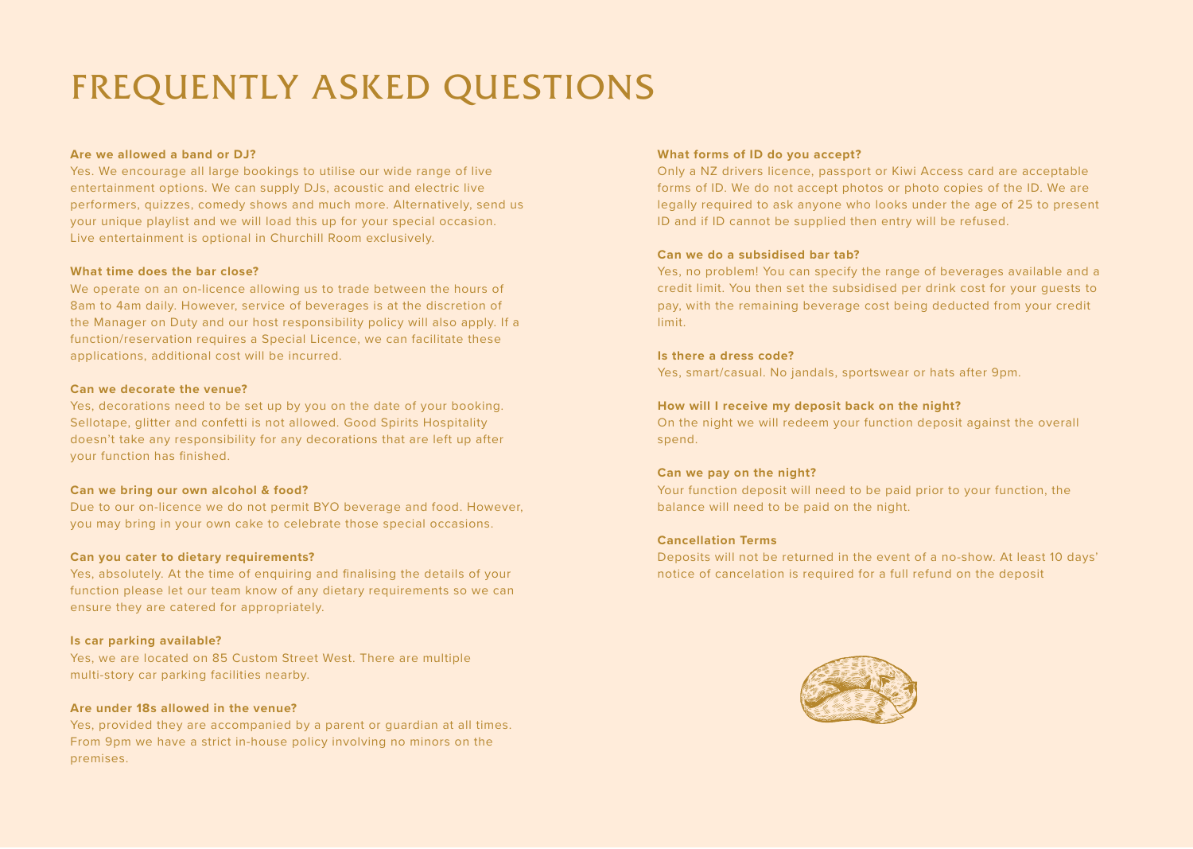# FREQUENTLY ASKED QUESTIONS

**Are we allowed a band or DJ?**

Yes. We encourage all large bookings to utilise our wide range of live entertainment options. We can supply DJs, acoustic and electric live performers, quizzes, comedy shows and much more. Alternatively, send us your unique playlist and we will load this up for your special occasion. Live entertainment is optional in Churchill Room exclusively.

**What time does the bar close?**

We operate on an on-licence allowing us to trade between the hours of 8am to 4am daily. However, service of beverages is at the discretion of the Manager on Duty and our host responsibility policy will also apply. If a function/reservation requires a Special Licence, we can facilitate these applications, additional cost will be incurred.

**Can we decorate the venue?**

Yes, decorations need to be set up by you on the date of your booking. Sellotape, glitter and confetti is not allowed. Good Spirits Hospitality doesn't take any responsibility for any decorations that are left up after your function has finished.

**Can we bring our own alcohol & food?**

Due to our on-licence we do not permit BYO beverage and food. However, you may bring in your own cake to celebrate those special occasions.

**Can you cater to dietary requirements?**

Yes, absolutely. At the time of enquiring and finalising the details of your function please let our team know of any dietary requirements so we can ensure they are catered for appropriately.

**Is car parking available?**

Yes, we are located on 85 Custom Street West. There are multiple multi-story car parking facilities nearby.

**Are under 18s allowed in the venue?**

Yes, provided they are accompanied by a parent or guardian at all times. From 9pm we have a strict in-house policy involving no minors on the premises.

**What forms of ID do you accept?**

Only a NZ drivers licence, passport or Kiwi Access card are acceptable forms of ID. We do not accept photos or photo copies of the ID. We are legally required to ask anyone who looks under the age of 25 to present ID and if ID cannot be supplied then entry will be refused.

**Can we do a subsidised bar tab?**

Yes, no problem! You can specify the range of beverages available and a credit limit. You then set the subsidised per drink cost for your guests to pay, with the remaining beverage cost being deducted from your credit limit.

**Is there a dress code?**

Yes, smart/casual. No jandals, sportswear or hats after 9pm.

**How will I receive my deposit back on the night?**

On the night we will redeem your function deposit against the overall spend.

**Can we pay on the night?**

Your function deposit will need to be paid prior to your function, the balance will need to be paid on the night.

**Cancellation Terms**

Deposits will not be returned in the event of a no-show. At least 10 days' notice of cancelation is required for a full refund on the deposit